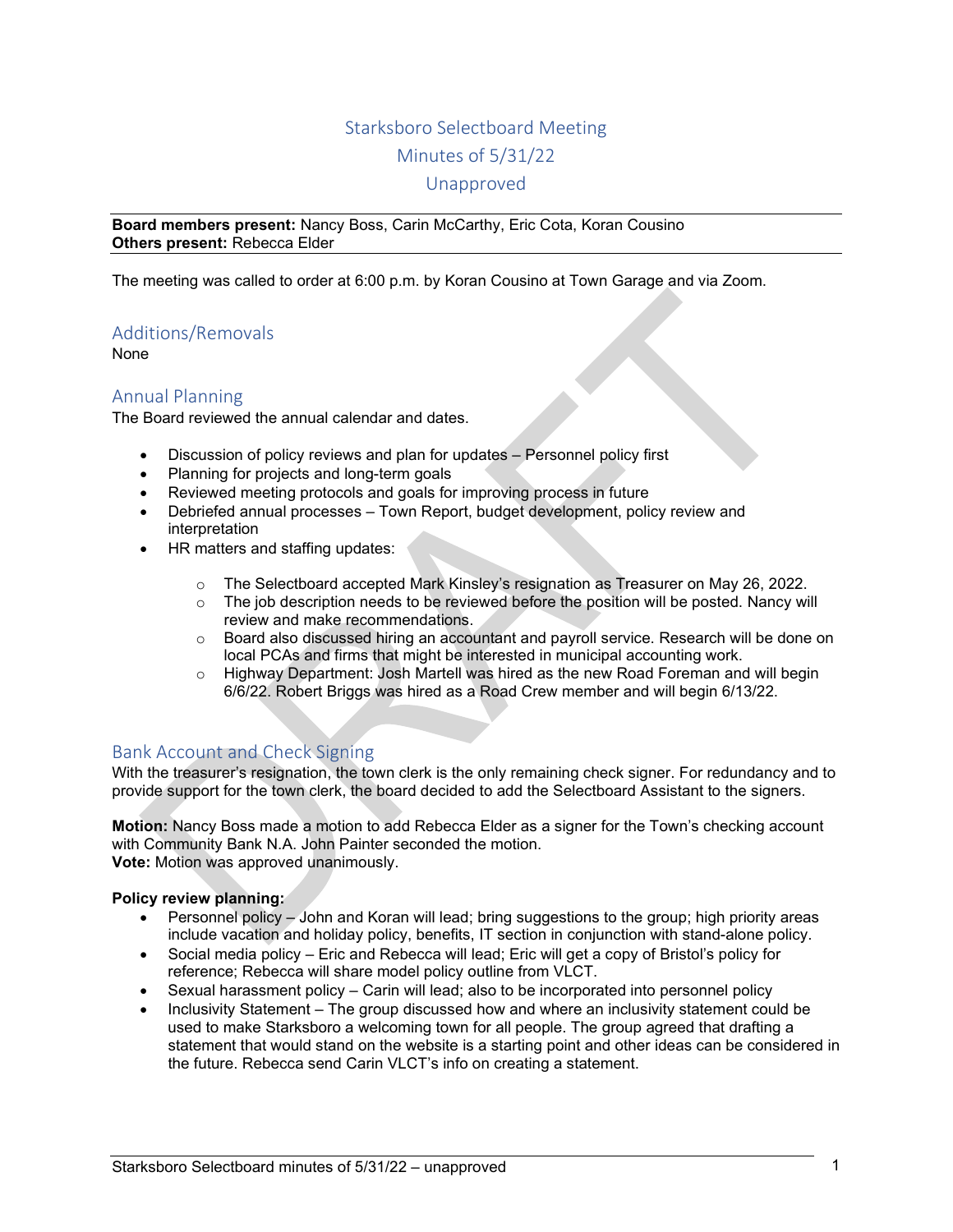# Starksboro Selectboard Meeting
# Minutes of 5/31/22
# Unapproved

**Board members present:** Nancy Boss, Carin McCarthy, Eric Cota, Koran Cousino
**Others present:** Rebecca Elder

The meeting was called to order at 6:00 p.m. by Koran Cousino at Town Garage and via Zoom.

## Additions/Removals

None

## Annual Planning

The Board reviewed the annual calendar and dates.

- Discussion of policy reviews and plan for updates – Personnel policy first
- Planning for projects and long-term goals
- Reviewed meeting protocols and goals for improving process in future
- Debriefed annual processes – Town Report, budget development, policy review and interpretation
- HR matters and staffing updates:
  - The Selectboard accepted Mark Kinsley's resignation as Treasurer on May 26, 2022.
  - The job description needs to be reviewed before the position will be posted. Nancy will review and make recommendations.
  - Board also discussed hiring an accountant and payroll service. Research will be done on local PCAs and firms that might be interested in municipal accounting work.
  - Highway Department: Josh Martell was hired as the new Road Foreman and will begin 6/6/22. Robert Briggs was hired as a Road Crew member and will begin 6/13/22.

## Bank Account and Check Signing

With the treasurer's resignation, the town clerk is the only remaining check signer. For redundancy and to provide support for the town clerk, the board decided to add the Selectboard Assistant to the signers.

**Motion:** Nancy Boss made a motion to add Rebecca Elder as a signer for the Town's checking account with Community Bank N.A. John Painter seconded the motion.
**Vote:** Motion was approved unanimously.

**Policy review planning:**

- Personnel policy – John and Koran will lead; bring suggestions to the group; high priority areas include vacation and holiday policy, benefits, IT section in conjunction with stand-alone policy.
- Social media policy – Eric and Rebecca will lead; Eric will get a copy of Bristol's policy for reference; Rebecca will share model policy outline from VLCT.
- Sexual harassment policy – Carin will lead; also to be incorporated into personnel policy
- Inclusivity Statement – The group discussed how and where an inclusivity statement could be used to make Starksboro a welcoming town for all people. The group agreed that drafting a statement that would stand on the website is a starting point and other ideas can be considered in the future. Rebecca send Carin VLCT's info on creating a statement.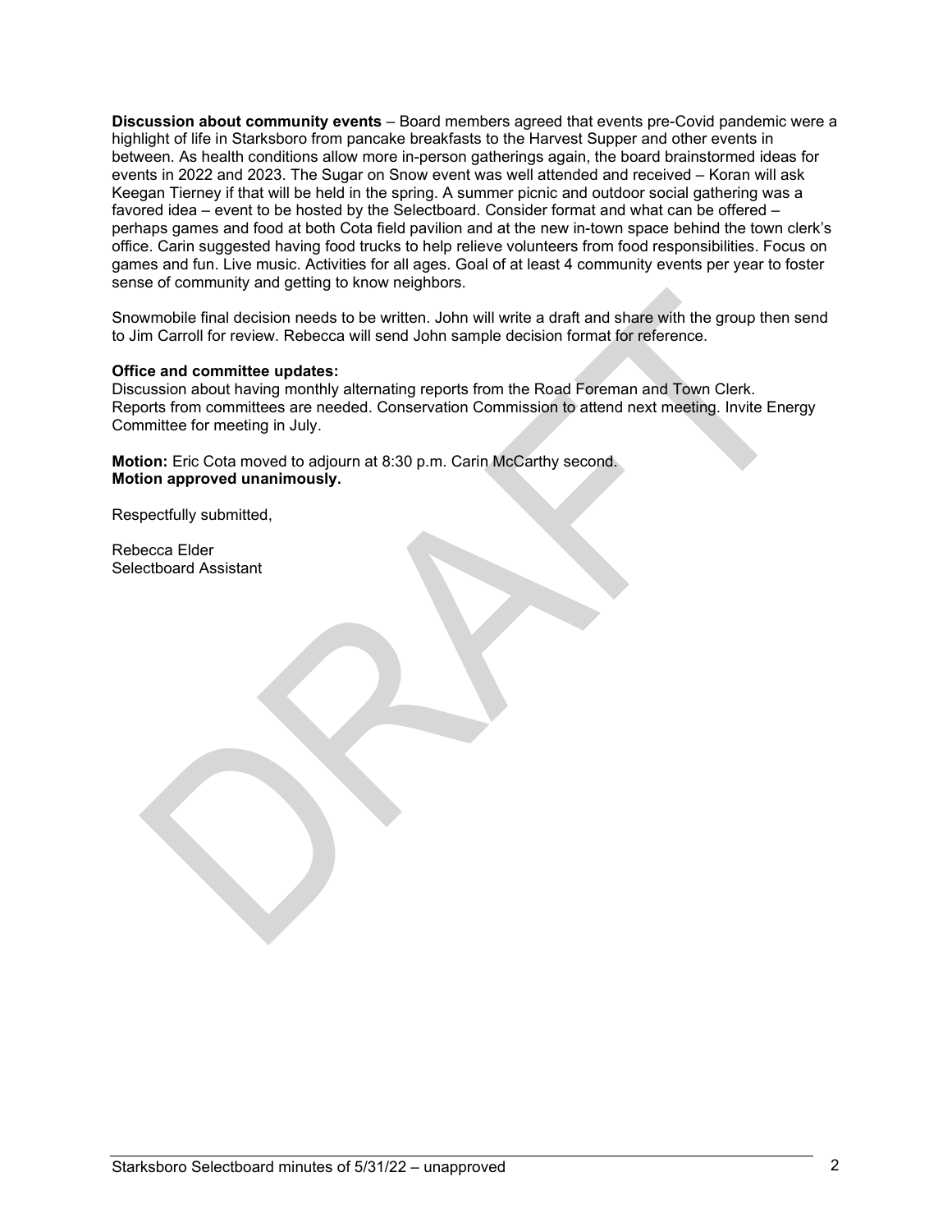**Discussion about community events** – Board members agreed that events pre-Covid pandemic were a highlight of life in Starksboro from pancake breakfasts to the Harvest Supper and other events in between. As health conditions allow more in-person gatherings again, the board brainstormed ideas for events in 2022 and 2023. The Sugar on Snow event was well attended and received – Koran will ask Keegan Tierney if that will be held in the spring. A summer picnic and outdoor social gathering was a favored idea – event to be hosted by the Selectboard. Consider format and what can be offered – perhaps games and food at both Cota field pavilion and at the new in-town space behind the town clerk's office. Carin suggested having food trucks to help relieve volunteers from food responsibilities. Focus on games and fun. Live music. Activities for all ages. Goal of at least 4 community events per year to foster sense of community and getting to know neighbors.

Snowmobile final decision needs to be written. John will write a draft and share with the group then send to Jim Carroll for review. Rebecca will send John sample decision format for reference.

**Office and committee updates:**
Discussion about having monthly alternating reports from the Road Foreman and Town Clerk. Reports from committees are needed. Conservation Commission to attend next meeting. Invite Energy Committee for meeting in July.

**Motion:** Eric Cota moved to adjourn at 8:30 p.m. Carin McCarthy second.
**Motion approved unanimously.**

Respectfully submitted,

Rebecca Elder
Selectboard Assistant